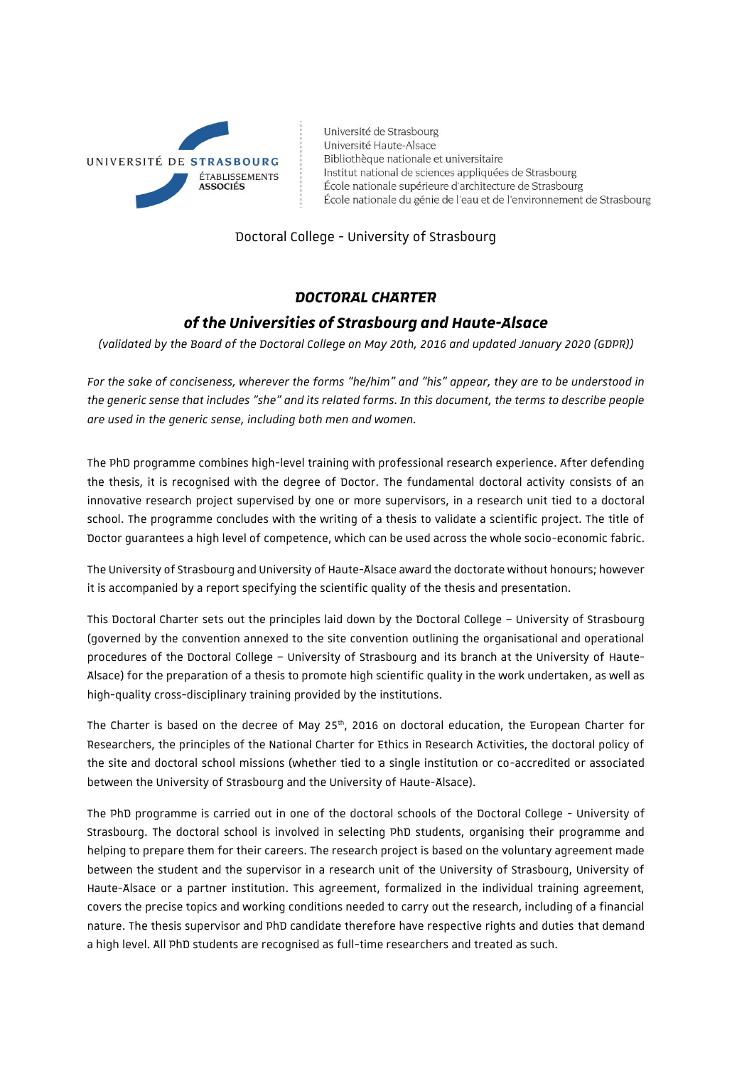UNIVERSITÉ DE STRASBOURG
ÉTABLISSEMENTS ASSOCIÉS

Université de Strasbourg
Université Haute-Alsace
Bibliothèque nationale et universitaire
Institut national de sciences appliquées de Strasbourg
École nationale supérieure d'architecture de Strasbourg
École nationale du génie de l'eau et de l'environnement de Strasbourg

Doctoral College - University of Strasbourg

# *DOCTORAL CHARTER*
## *of the Universities of Strasbourg and Haute-Alsace*

*(validated by the Board of the Doctoral College on May 20th, 2016 and updated January 2020 (GDPR))*

*For the sake of conciseness, wherever the forms "he/him" and "his" appear, they are to be understood in the generic sense that includes "she" and its related forms. In this document, the terms to describe people are used in the generic sense, including both men and women.*

The PhD programme combines high-level training with professional research experience. After defending the thesis, it is recognised with the degree of Doctor. The fundamental doctoral activity consists of an innovative research project supervised by one or more supervisors, in a research unit tied to a doctoral school. The programme concludes with the writing of a thesis to validate a scientific project. The title of Doctor guarantees a high level of competence, which can be used across the whole socio-economic fabric.

The University of Strasbourg and University of Haute-Alsace award the doctorate without honours; however it is accompanied by a report specifying the scientific quality of the thesis and presentation.

This Doctoral Charter sets out the principles laid down by the Doctoral College – University of Strasbourg (governed by the convention annexed to the site convention outlining the organisational and operational procedures of the Doctoral College – University of Strasbourg and its branch at the University of Haute-Alsace) for the preparation of a thesis to promote high scientific quality in the work undertaken, as well as high-quality cross-disciplinary training provided by the institutions.

The Charter is based on the decree of May 25th, 2016 on doctoral education, the European Charter for Researchers, the principles of the National Charter for Ethics in Research Activities, the doctoral policy of the site and doctoral school missions (whether tied to a single institution or co-accredited or associated between the University of Strasbourg and the University of Haute-Alsace).

The PhD programme is carried out in one of the doctoral schools of the Doctoral College - University of Strasbourg. The doctoral school is involved in selecting PhD students, organising their programme and helping to prepare them for their careers. The research project is based on the voluntary agreement made between the student and the supervisor in a research unit of the University of Strasbourg, University of Haute-Alsace or a partner institution. This agreement, formalized in the individual training agreement, covers the precise topics and working conditions needed to carry out the research, including of a financial nature. The thesis supervisor and PhD candidate therefore have respective rights and duties that demand a high level. All PhD students are recognised as full-time researchers and treated as such.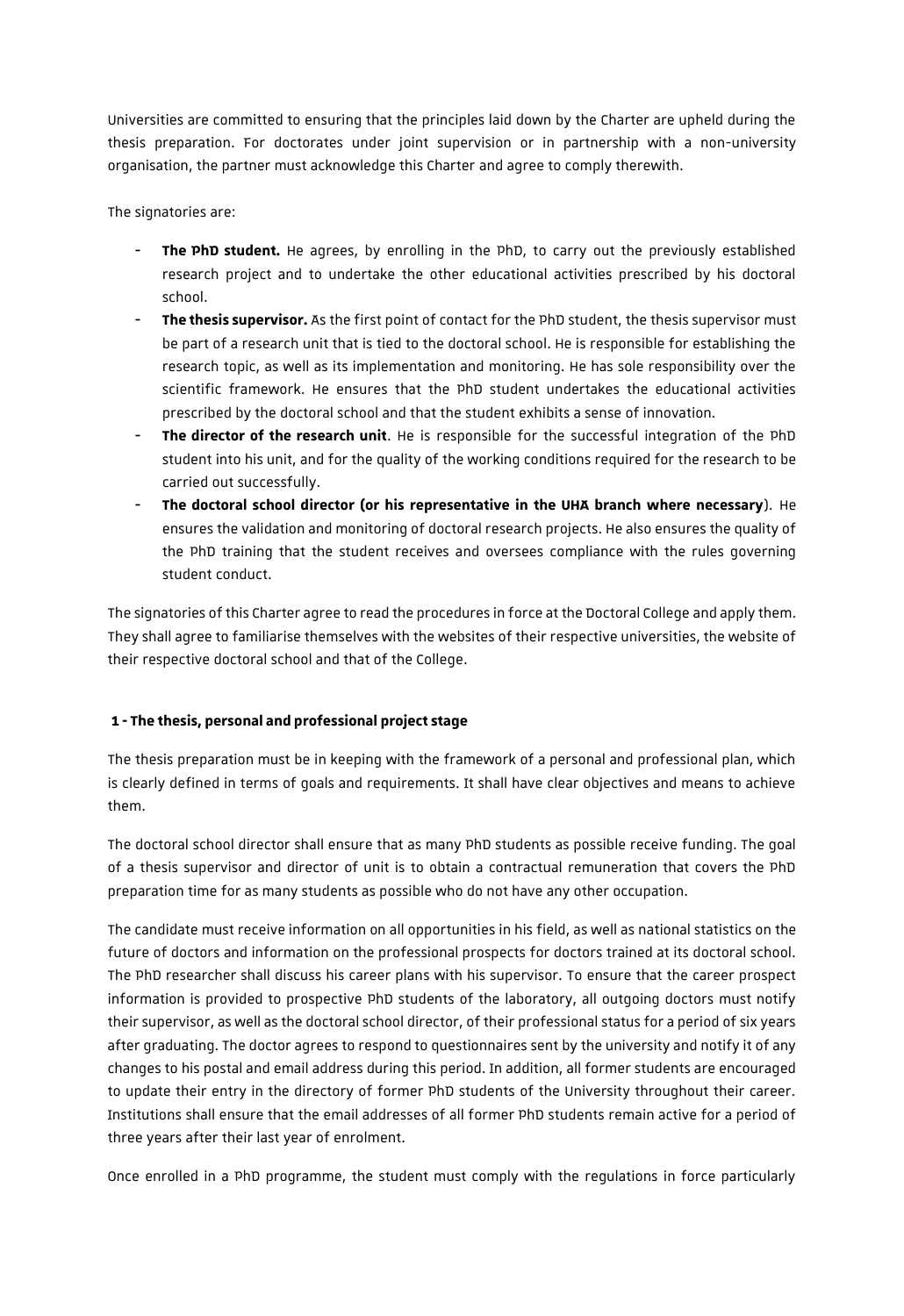Universities are committed to ensuring that the principles laid down by the Charter are upheld during the thesis preparation. For doctorates under joint supervision or in partnership with a non-university organisation, the partner must acknowledge this Charter and agree to comply therewith.

The signatories are:

- **The PhD student.** He agrees, by enrolling in the PhD, to carry out the previously established research project and to undertake the other educational activities prescribed by his doctoral school.
- **The thesis supervisor.** As the first point of contact for the PhD student, the thesis supervisor must be part of a research unit that is tied to the doctoral school. He is responsible for establishing the research topic, as well as its implementation and monitoring. He has sole responsibility over the scientific framework. He ensures that the PhD student undertakes the educational activities prescribed by the doctoral school and that the student exhibits a sense of innovation.
- **The director of the research unit**. He is responsible for the successful integration of the PhD student into his unit, and for the quality of the working conditions required for the research to be carried out successfully.
- **The doctoral school director (or his representative in the UHA branch where necessary**). He ensures the validation and monitoring of doctoral research projects. He also ensures the quality of the PhD training that the student receives and oversees compliance with the rules governing student conduct.

The signatories of this Charter agree to read the procedures in force at the Doctoral College and apply them. They shall agree to familiarise themselves with the websites of their respective universities, the website of their respective doctoral school and that of the College.

**1 - The thesis, personal and professional project stage**

The thesis preparation must be in keeping with the framework of a personal and professional plan, which is clearly defined in terms of goals and requirements. It shall have clear objectives and means to achieve them.

The doctoral school director shall ensure that as many PhD students as possible receive funding. The goal of a thesis supervisor and director of unit is to obtain a contractual remuneration that covers the PhD preparation time for as many students as possible who do not have any other occupation.

The candidate must receive information on all opportunities in his field, as well as national statistics on the future of doctors and information on the professional prospects for doctors trained at its doctoral school. The PhD researcher shall discuss his career plans with his supervisor. To ensure that the career prospect information is provided to prospective PhD students of the laboratory, all outgoing doctors must notify their supervisor, as well as the doctoral school director, of their professional status for a period of six years after graduating. The doctor agrees to respond to questionnaires sent by the university and notify it of any changes to his postal and email address during this period. In addition, all former students are encouraged to update their entry in the directory of former PhD students of the University throughout their career. Institutions shall ensure that the email addresses of all former PhD students remain active for a period of three years after their last year of enrolment.

Once enrolled in a PhD programme, the student must comply with the regulations in force particularly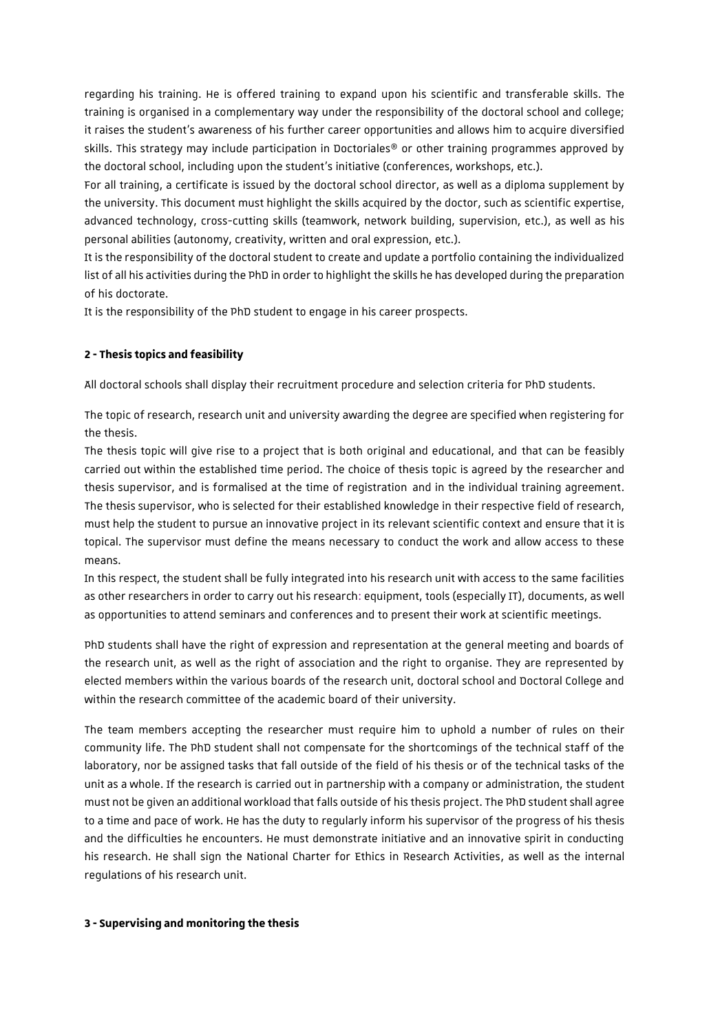regarding his training. He is offered training to expand upon his scientific and transferable skills. The training is organised in a complementary way under the responsibility of the doctoral school and college; it raises the student's awareness of his further career opportunities and allows him to acquire diversified skills. This strategy may include participation in Doctoriales® or other training programmes approved by the doctoral school, including upon the student's initiative (conferences, workshops, etc.).

For all training, a certificate is issued by the doctoral school director, as well as a diploma supplement by the university. This document must highlight the skills acquired by the doctor, such as scientific expertise, advanced technology, cross-cutting skills (teamwork, network building, supervision, etc.), as well as his personal abilities (autonomy, creativity, written and oral expression, etc.).

It is the responsibility of the doctoral student to create and update a portfolio containing the individualized list of all his activities during the PhD in order to highlight the skills he has developed during the preparation of his doctorate.

It is the responsibility of the PhD student to engage in his career prospects.

## 2 - Thesis topics and feasibility

All doctoral schools shall display their recruitment procedure and selection criteria for PhD students.

The topic of research, research unit and university awarding the degree are specified when registering for the thesis.

The thesis topic will give rise to a project that is both original and educational, and that can be feasibly carried out within the established time period. The choice of thesis topic is agreed by the researcher and thesis supervisor, and is formalised at the time of registration and in the individual training agreement. The thesis supervisor, who is selected for their established knowledge in their respective field of research, must help the student to pursue an innovative project in its relevant scientific context and ensure that it is topical. The supervisor must define the means necessary to conduct the work and allow access to these means.

In this respect, the student shall be fully integrated into his research unit with access to the same facilities as other researchers in order to carry out his research: equipment, tools (especially IT), documents, as well as opportunities to attend seminars and conferences and to present their work at scientific meetings.

PhD students shall have the right of expression and representation at the general meeting and boards of the research unit, as well as the right of association and the right to organise. They are represented by elected members within the various boards of the research unit, doctoral school and Doctoral College and within the research committee of the academic board of their university.

The team members accepting the researcher must require him to uphold a number of rules on their community life. The PhD student shall not compensate for the shortcomings of the technical staff of the laboratory, nor be assigned tasks that fall outside of the field of his thesis or of the technical tasks of the unit as a whole. If the research is carried out in partnership with a company or administration, the student must not be given an additional workload that falls outside of his thesis project. The PhD student shall agree to a time and pace of work. He has the duty to regularly inform his supervisor of the progress of his thesis and the difficulties he encounters. He must demonstrate initiative and an innovative spirit in conducting his research. He shall sign the National Charter for Ethics in Research Activities, as well as the internal regulations of his research unit.

## 3 - Supervising and monitoring the thesis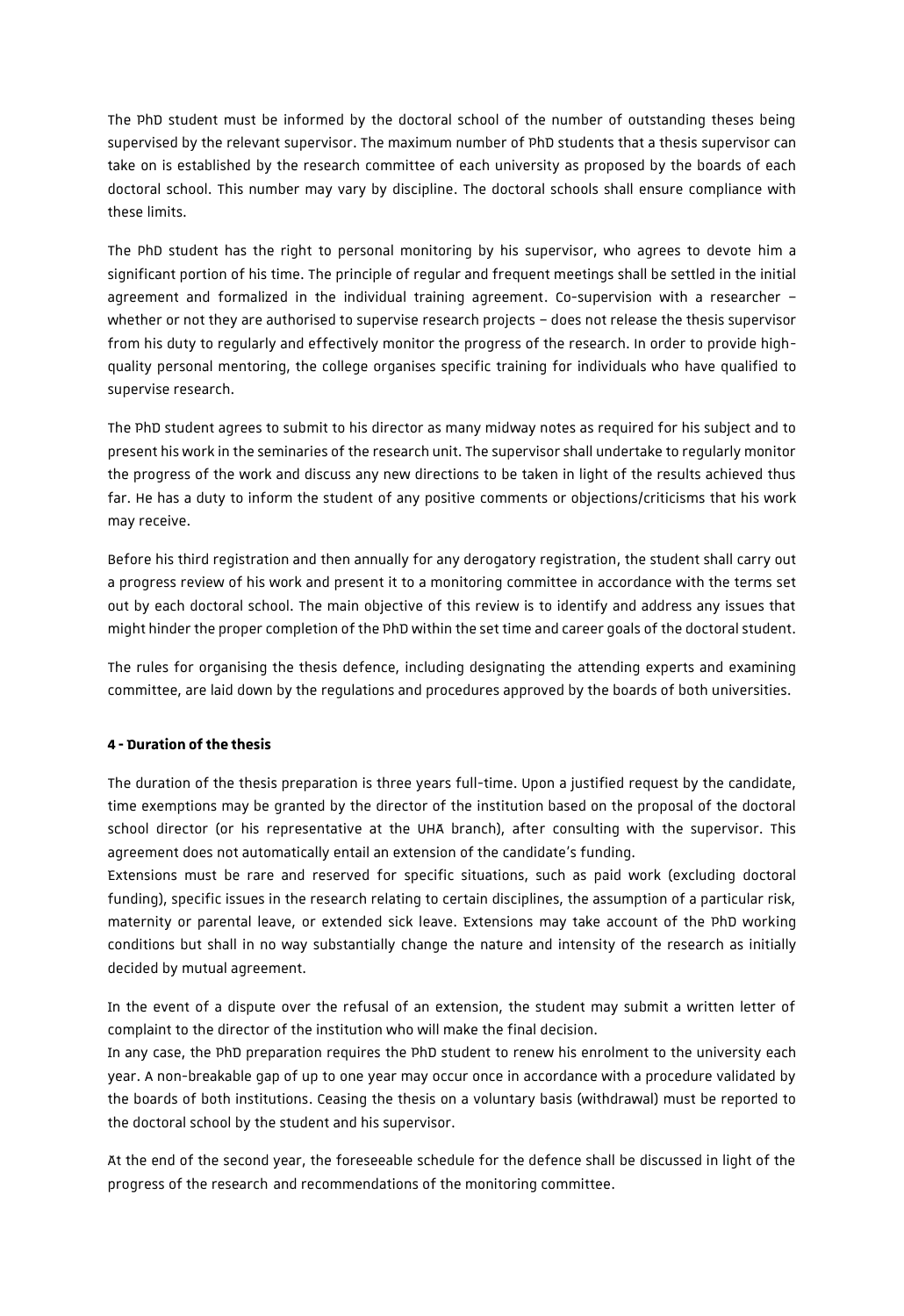The PhD student must be informed by the doctoral school of the number of outstanding theses being supervised by the relevant supervisor. The maximum number of PhD students that a thesis supervisor can take on is established by the research committee of each university as proposed by the boards of each doctoral school. This number may vary by discipline. The doctoral schools shall ensure compliance with these limits.

The PhD student has the right to personal monitoring by his supervisor, who agrees to devote him a significant portion of his time. The principle of regular and frequent meetings shall be settled in the initial agreement and formalized in the individual training agreement. Co-supervision with a researcher – whether or not they are authorised to supervise research projects – does not release the thesis supervisor from his duty to regularly and effectively monitor the progress of the research. In order to provide high-quality personal mentoring, the college organises specific training for individuals who have qualified to supervise research.

The PhD student agrees to submit to his director as many midway notes as required for his subject and to present his work in the seminaries of the research unit. The supervisor shall undertake to regularly monitor the progress of the work and discuss any new directions to be taken in light of the results achieved thus far. He has a duty to inform the student of any positive comments or objections/criticisms that his work may receive.

Before his third registration and then annually for any derogatory registration, the student shall carry out a progress review of his work and present it to a monitoring committee in accordance with the terms set out by each doctoral school. The main objective of this review is to identify and address any issues that might hinder the proper completion of the PhD within the set time and career goals of the doctoral student.

The rules for organising the thesis defence, including designating the attending experts and examining committee, are laid down by the regulations and procedures approved by the boards of both universities.

**4 - Duration of the thesis**

The duration of the thesis preparation is three years full-time. Upon a justified request by the candidate, time exemptions may be granted by the director of the institution based on the proposal of the doctoral school director (or his representative at the UHA branch), after consulting with the supervisor. This agreement does not automatically entail an extension of the candidate's funding.

Extensions must be rare and reserved for specific situations, such as paid work (excluding doctoral funding), specific issues in the research relating to certain disciplines, the assumption of a particular risk, maternity or parental leave, or extended sick leave. Extensions may take account of the PhD working conditions but shall in no way substantially change the nature and intensity of the research as initially decided by mutual agreement.

In the event of a dispute over the refusal of an extension, the student may submit a written letter of complaint to the director of the institution who will make the final decision.

In any case, the PhD preparation requires the PhD student to renew his enrolment to the university each year. A non-breakable gap of up to one year may occur once in accordance with a procedure validated by the boards of both institutions. Ceasing the thesis on a voluntary basis (withdrawal) must be reported to the doctoral school by the student and his supervisor.

At the end of the second year, the foreseeable schedule for the defence shall be discussed in light of the progress of the research and recommendations of the monitoring committee.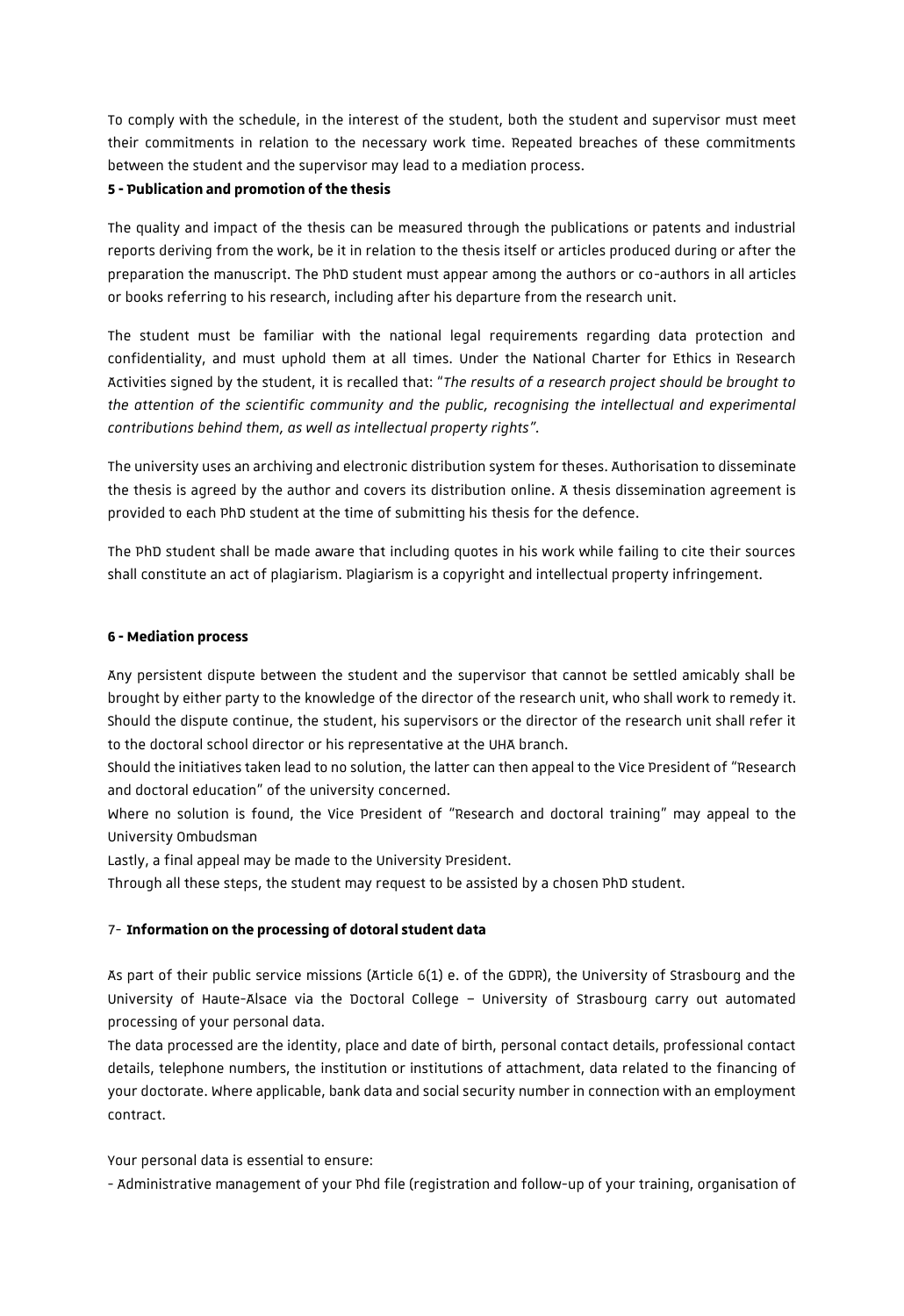To comply with the schedule, in the interest of the student, both the student and supervisor must meet their commitments in relation to the necessary work time. Repeated breaches of these commitments between the student and the supervisor may lead to a mediation process.

**5 - Publication and promotion of the thesis**

The quality and impact of the thesis can be measured through the publications or patents and industrial reports deriving from the work, be it in relation to the thesis itself or articles produced during or after the preparation the manuscript. The PhD student must appear among the authors or co-authors in all articles or books referring to his research, including after his departure from the research unit.

The student must be familiar with the national legal requirements regarding data protection and confidentiality, and must uphold them at all times. Under the National Charter for Ethics in Research Activities signed by the student, it is recalled that: "*The results of a research project should be brought to the attention of the scientific community and the public, recognising the intellectual and experimental contributions behind them, as well as intellectual property rights"*.

The university uses an archiving and electronic distribution system for theses. Authorisation to disseminate the thesis is agreed by the author and covers its distribution online. A thesis dissemination agreement is provided to each PhD student at the time of submitting his thesis for the defence.

The PhD student shall be made aware that including quotes in his work while failing to cite their sources shall constitute an act of plagiarism. Plagiarism is a copyright and intellectual property infringement.

**6 - Mediation process**

Any persistent dispute between the student and the supervisor that cannot be settled amicably shall be brought by either party to the knowledge of the director of the research unit, who shall work to remedy it. Should the dispute continue, the student, his supervisors or the director of the research unit shall refer it to the doctoral school director or his representative at the UHA branch.

Should the initiatives taken lead to no solution, the latter can then appeal to the Vice President of "Research and doctoral education" of the university concerned.

Where no solution is found, the Vice President of "Research and doctoral training" may appeal to the University Ombudsman

Lastly, a final appeal may be made to the University President.

Through all these steps, the student may request to be assisted by a chosen PhD student.

7- **Information on the processing of dotoral student data**

As part of their public service missions (Article 6(1) e. of the GDPR), the University of Strasbourg and the University of Haute-Alsace via the Doctoral College – University of Strasbourg carry out automated processing of your personal data.

The data processed are the identity, place and date of birth, personal contact details, professional contact details, telephone numbers, the institution or institutions of attachment, data related to the financing of your doctorate. Where applicable, bank data and social security number in connection with an employment contract.

Your personal data is essential to ensure:

- Administrative management of your Phd file (registration and follow-up of your training, organisation of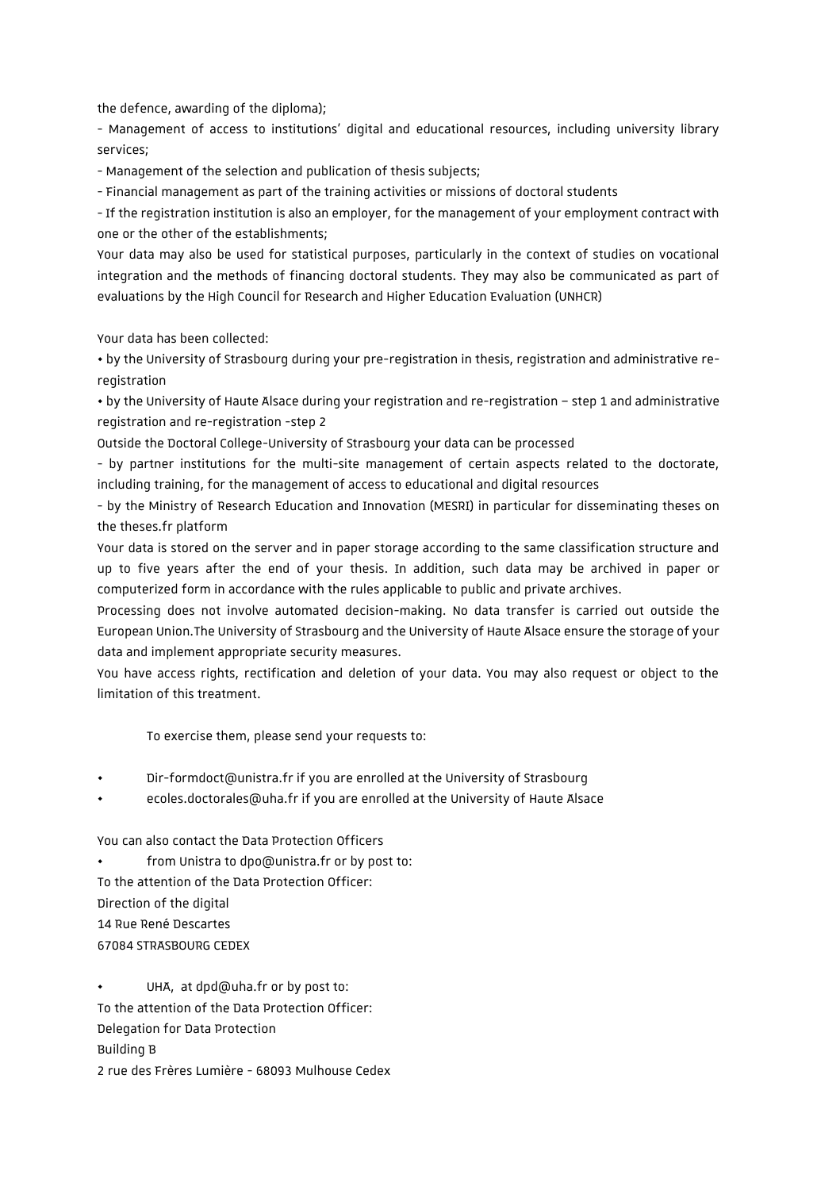the defence, awarding of the diploma);

- Management of access to institutions' digital and educational resources, including university library services;
- Management of the selection and publication of thesis subjects;
- Financial management as part of the training activities or missions of doctoral students
- If the registration institution is also an employer, for the management of your employment contract with one or the other of the establishments;

Your data may also be used for statistical purposes, particularly in the context of studies on vocational integration and the methods of financing doctoral students. They may also be communicated as part of evaluations by the High Council for Research and Higher Education Evaluation (UNHCR)

Your data has been collected:

- by the University of Strasbourg during your pre-registration in thesis, registration and administrative re-registration
- by the University of Haute Alsace during your registration and re-registration – step 1 and administrative registration and re-registration -step 2

Outside the Doctoral College-University of Strasbourg your data can be processed

- by partner institutions for the multi-site management of certain aspects related to the doctorate, including training, for the management of access to educational and digital resources
- by the Ministry of Research Education and Innovation (MESRI) in particular for disseminating theses on the theses.fr platform

Your data is stored on the server and in paper storage according to the same classification structure and up to five years after the end of your thesis. In addition, such data may be archived in paper or computerized form in accordance with the rules applicable to public and private archives.

Processing does not involve automated decision-making. No data transfer is carried out outside the European Union.The University of Strasbourg and the University of Haute Alsace ensure the storage of your data and implement appropriate security measures.

You have access rights, rectification and deletion of your data. You may also request or object to the limitation of this treatment.

To exercise them, please send your requests to:

- Dir-formdoct@unistra.fr if you are enrolled at the University of Strasbourg
- ecoles.doctorales@uha.fr if you are enrolled at the University of Haute Alsace

You can also contact the Data Protection Officers

- from Unistra to dpo@unistra.fr or by post to:

To the attention of the Data Protection Officer:
Direction of the digital
14 Rue René Descartes
67084 STRASBOURG CEDEX

- UHA, at dpd@uha.fr or by post to:

To the attention of the Data Protection Officer:
Delegation for Data Protection
Building B
2 rue des Frères Lumière - 68093 Mulhouse Cedex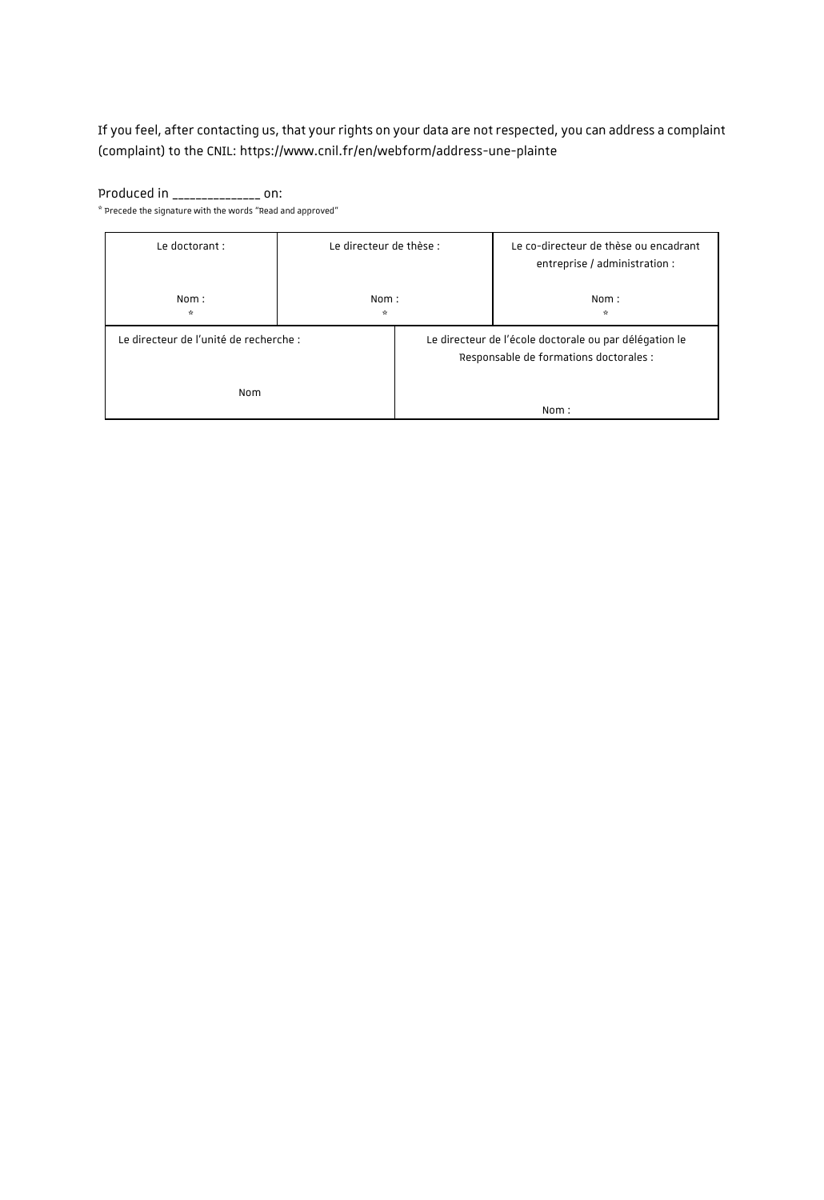If you feel, after contacting us, that your rights on your data are not respected, you can address a complaint (complaint) to the CNIL: https://www.cnil.fr/en/webform/address-une-plainte

Produced in ______________ on:

* Precede the signature with the words "Read and approved"

| | | |
|---|---|---|
| Le doctorant :<br><br>Nom :<br>* | Le directeur de thèse :<br><br>Nom :<br>* | Le co-directeur de thèse ou encadrant entreprise / administration :<br><br>Nom :<br>* |
| Le directeur de l'unité de recherche :<br><br>Nom | Le directeur de l'école doctorale ou par délégation le Responsable de formations doctorales :<br><br>Nom : | |